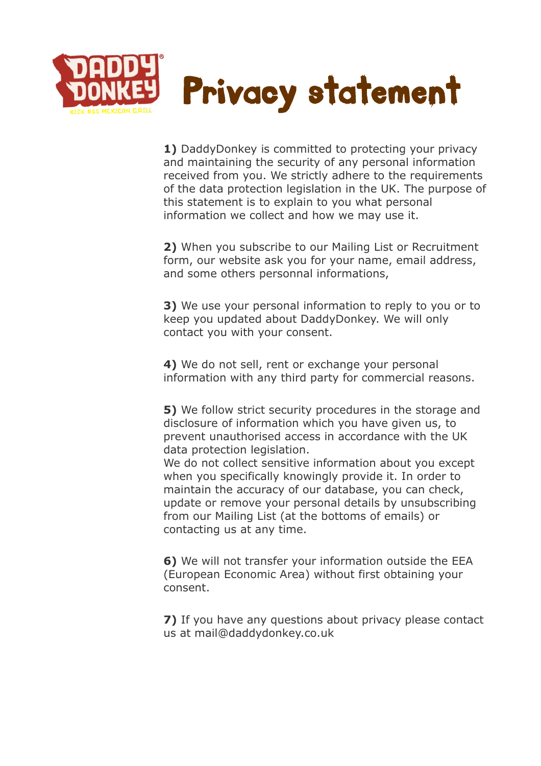DADDY DONKEY® KICK ASS MEXICAN GRILL

# Privacy statement

**1)** DaddyDonkey is committed to protecting your privacy and maintaining the security of any personal information received from you. We strictly adhere to the requirements of the data protection legislation in the UK. The purpose of this statement is to explain to you what personal information we collect and how we may use it.

**2)** When you subscribe to our Mailing List or Recruitment form, our website ask you for your name, email address, and some others personnal informations,

**3)** We use your personal information to reply to you or to keep you updated about DaddyDonkey. We will only contact you with your consent.

**4)** We do not sell, rent or exchange your personal information with any third party for commercial reasons.

**5)** We follow strict security procedures in the storage and disclosure of information which you have given us, to prevent unauthorised access in accordance with the UK data protection legislation.
We do not collect sensitive information about you except when you specifically knowingly provide it. In order to maintain the accuracy of our database, you can check, update or remove your personal details by unsubscribing from our Mailing List (at the bottoms of emails) or contacting us at any time.

**6)** We will not transfer your information outside the EEA (European Economic Area) without first obtaining your consent.

**7)** If you have any questions about privacy please contact us at mail@daddydonkey.co.uk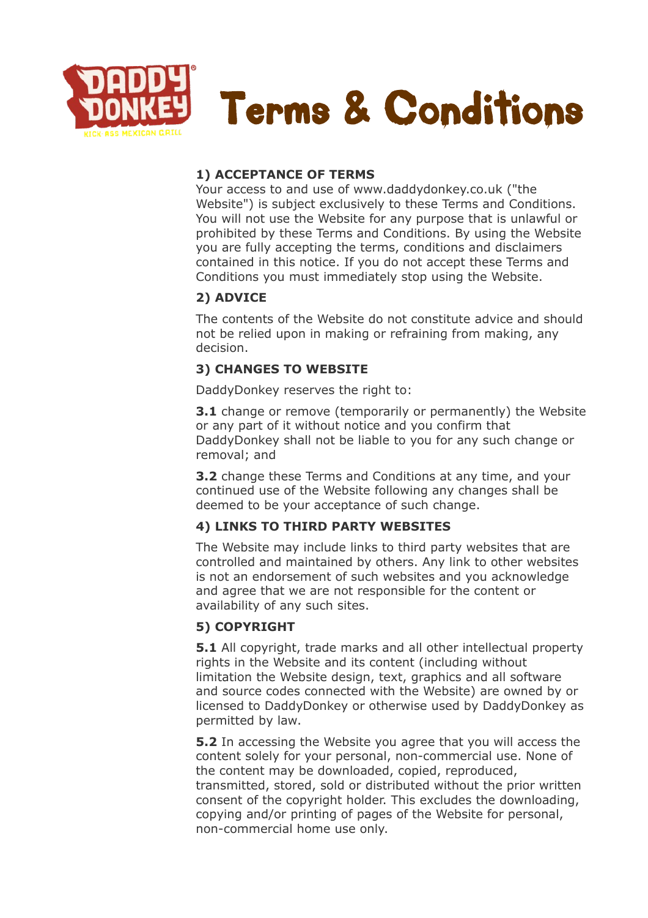# Terms & Conditions

**1) ACCEPTANCE OF TERMS**

Your access to and use of www.daddydonkey.co.uk ("the Website") is subject exclusively to these Terms and Conditions. You will not use the Website for any purpose that is unlawful or prohibited by these Terms and Conditions. By using the Website you are fully accepting the terms, conditions and disclaimers contained in this notice. If you do not accept these Terms and Conditions you must immediately stop using the Website.

**2) ADVICE**

The contents of the Website do not constitute advice and should not be relied upon in making or refraining from making, any decision.

**3) CHANGES TO WEBSITE**

DaddyDonkey reserves the right to:

**3.1** change or remove (temporarily or permanently) the Website or any part of it without notice and you confirm that DaddyDonkey shall not be liable to you for any such change or removal; and

**3.2** change these Terms and Conditions at any time, and your continued use of the Website following any changes shall be deemed to be your acceptance of such change.

**4) LINKS TO THIRD PARTY WEBSITES**

The Website may include links to third party websites that are controlled and maintained by others. Any link to other websites is not an endorsement of such websites and you acknowledge and agree that we are not responsible for the content or availability of any such sites.

**5) COPYRIGHT**

**5.1** All copyright, trade marks and all other intellectual property rights in the Website and its content (including without limitation the Website design, text, graphics and all software and source codes connected with the Website) are owned by or licensed to DaddyDonkey or otherwise used by DaddyDonkey as permitted by law.

**5.2** In accessing the Website you agree that you will access the content solely for your personal, non-commercial use. None of the content may be downloaded, copied, reproduced, transmitted, stored, sold or distributed without the prior written consent of the copyright holder. This excludes the downloading, copying and/or printing of pages of the Website for personal, non-commercial home use only.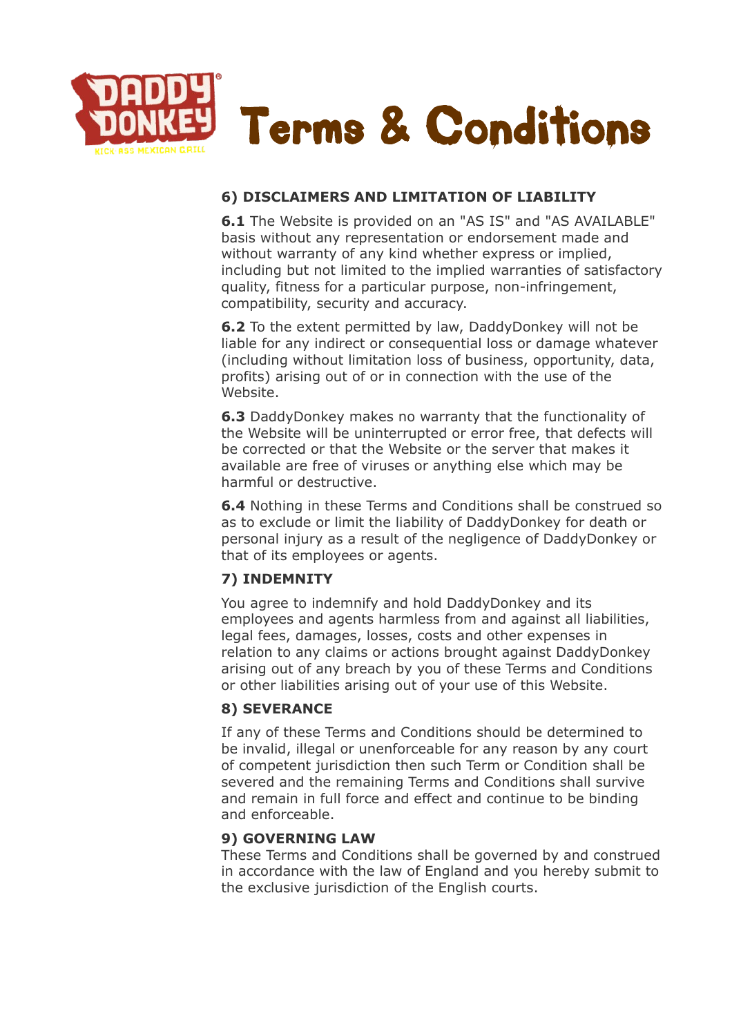# Terms & Conditions

### 6) DISCLAIMERS AND LIMITATION OF LIABILITY

**6.1** The Website is provided on an "AS IS" and "AS AVAILABLE" basis without any representation or endorsement made and without warranty of any kind whether express or implied, including but not limited to the implied warranties of satisfactory quality, fitness for a particular purpose, non-infringement, compatibility, security and accuracy.

**6.2** To the extent permitted by law, DaddyDonkey will not be liable for any indirect or consequential loss or damage whatever (including without limitation loss of business, opportunity, data, profits) arising out of or in connection with the use of the Website.

**6.3** DaddyDonkey makes no warranty that the functionality of the Website will be uninterrupted or error free, that defects will be corrected or that the Website or the server that makes it available are free of viruses or anything else which may be harmful or destructive.

**6.4** Nothing in these Terms and Conditions shall be construed so as to exclude or limit the liability of DaddyDonkey for death or personal injury as a result of the negligence of DaddyDonkey or that of its employees or agents.

### 7) INDEMNITY

You agree to indemnify and hold DaddyDonkey and its employees and agents harmless from and against all liabilities, legal fees, damages, losses, costs and other expenses in relation to any claims or actions brought against DaddyDonkey arising out of any breach by you of these Terms and Conditions or other liabilities arising out of your use of this Website.

### 8) SEVERANCE

If any of these Terms and Conditions should be determined to be invalid, illegal or unenforceable for any reason by any court of competent jurisdiction then such Term or Condition shall be severed and the remaining Terms and Conditions shall survive and remain in full force and effect and continue to be binding and enforceable.

### 9) GOVERNING LAW

These Terms and Conditions shall be governed by and construed in accordance with the law of England and you hereby submit to the exclusive jurisdiction of the English courts.